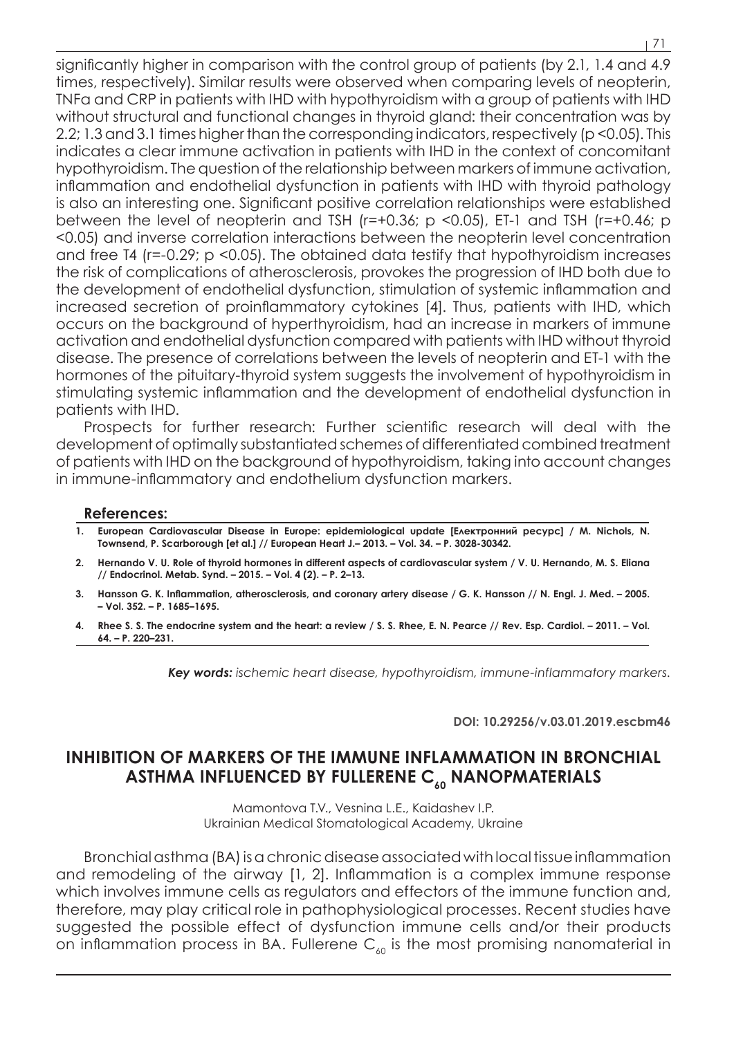significantly higher in comparison with the control group of patients (by 2.1, 1.4 and 4.9 times, respectively). Similar results were observed when comparing levels of neopterin, TNFα and CRP in patients with IHD with hypothyroidism with a group of patients with IHD without structural and functional changes in thyroid gland: their concentration was by 2.2; 1.3 and 3.1 times higher than the corresponding indicators, respectively ($p < 0.05$). This indicates a clear immune activation in patients with IHD in the context of concomitant hypothyroidism. The question of the relationship between markers of immune activation, inflammation and endothelial dysfunction in patients with IHD with thyroid pathology is also an interesting one. Significant positive correlation relationships were established between the level of neopterin and TSH ($r=+0.36$; $p < 0.05$), ET-1 and TSH ($r=+0.46$; $p < 0.05$) and inverse correlation interactions between the neopterin level concentration and free T4 ($r=-0.29$; $p < 0.05$). The obtained data testify that hypothyroidism increases the risk of complications of atherosclerosis, provokes the progression of IHD both due to the development of endothelial dysfunction, stimulation of systemic inflammation and increased secretion of proinflammatory cytokines [4]. Thus, patients with IHD, which occurs on the background of hyperthyroidism, had an increase in markers of immune activation and endothelial dysfunction compared with patients with IHD without thyroid disease. The presence of correlations between the levels of neopterin and ET-1 with the hormones of the pituitary-thyroid system suggests the involvement of hypothyroidism in stimulating systemic inflammation and the development of endothelial dysfunction in patients with IHD.

Prospects for further research: Further scientific research will deal with the development of optimally substantiated schemes of differentiated combined treatment of patients with IHD on the background of hypothyroidism, taking into account changes in immune-inflammatory and endothelium dysfunction markers.

### References:

1. **European Cardiovascular Disease in Europe: epidemiological update [Електронний ресурс] / M. Nichols, N. Townsend, P. Scarborough [et al.] // European Heart J.– 2013. – Vol. 34. – P. 3028-30342.**
2. **Hernando V. U. Role of thyroid hormones in different aspects of cardiovascular system / V. U. Hernando, M. S. Eliana // Endocrinol. Metab. Synd. – 2015. – Vol. 4 (2). – P. 2–13.**
3. **Hansson G. K. Inflammation, atherosclerosis, and coronary artery disease / G. K. Hansson // N. Engl. J. Med. – 2005. – Vol. 352. – P. 1685–1695.**
4. **Rhee S. S. The endocrine system and the heart: a review / S. S. Rhee, E. N. Pearce // Rev. Esp. Cardiol. – 2011. – Vol. 64. – P. 220–231.**

***Key words:*** *ischemic heart disease, hypothyroidism, immune-inflammatory markers.*

**DOI: 10.29256/v.03.01.2019.escbm46**

## INHIBITION OF MARKERS OF THE IMMUNE INFLAMMATION IN BRONCHIAL ASTHMA INFLUENCED BY FULLERENE $C_{60}$ NANOPMATERIALS

Mamontova T.V., Vesnina L.E., Kaidashev I.P.
Ukrainian Medical Stomatological Academy, Ukraine

Bronchial asthma (BA) is a chronic disease associated with local tissue inflammation and remodeling of the airway [1, 2]. Inflammation is a complex immune response which involves immune cells as regulators and effectors of the immune function and, therefore, may play critical role in pathophysiological processes. Recent studies have suggested the possible effect of dysfunction immune cells and/or their products on inflammation process in BA. Fullerene $C_{60}$ is the most promising nanomaterial in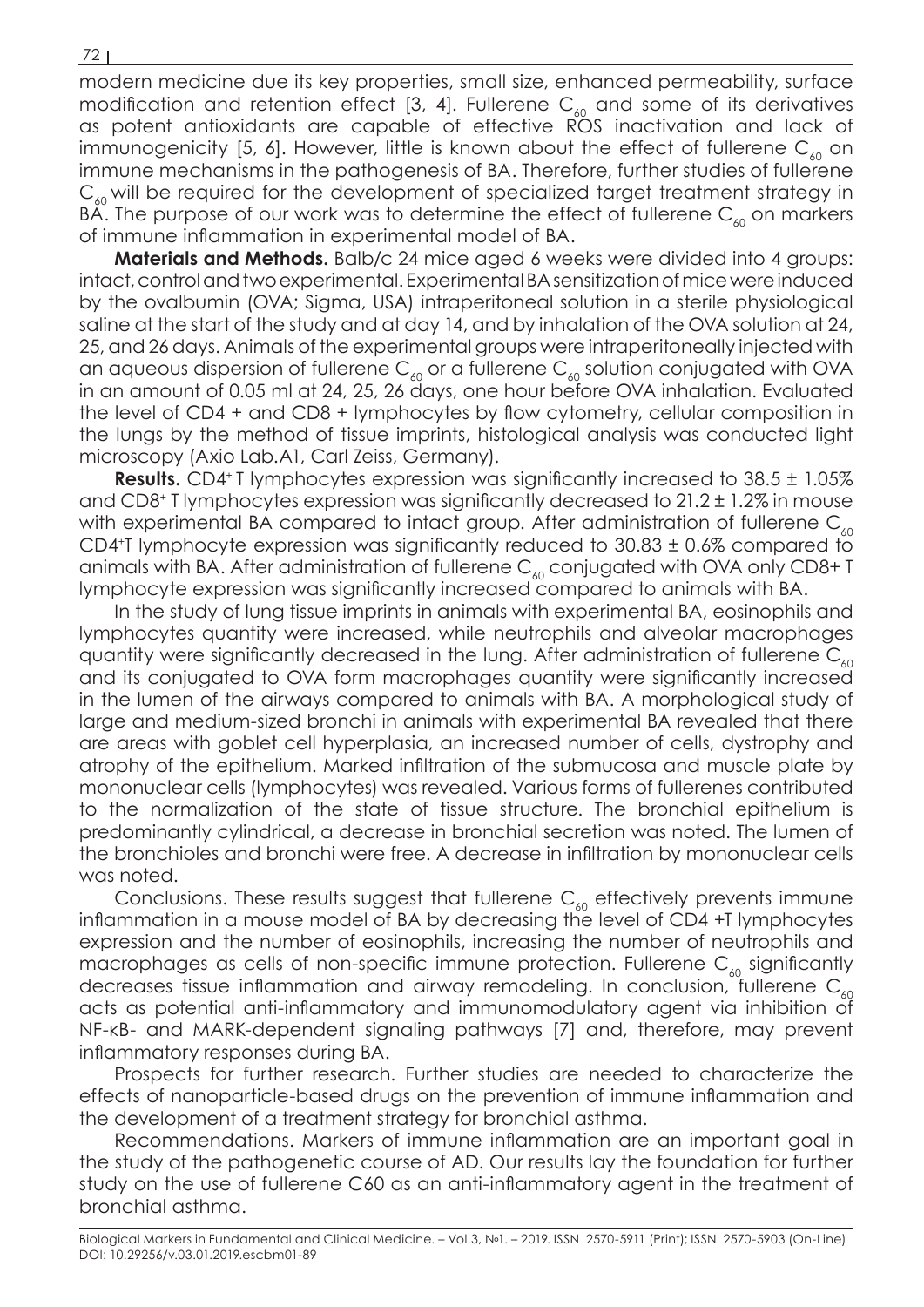modern medicine due its key properties, small size, enhanced permeability, surface modification and retention effect [3, 4]. Fullerene $C_{60}$ and some of its derivatives as potent antioxidants are capable of effective ROS inactivation and lack of immunogenicity [5, 6]. However, little is known about the effect of fullerene $C_{60}$ on immune mechanisms in the pathogenesis of BA. Therefore, further studies of fullerene $C_{60}$ will be required for the development of specialized target treatment strategy in BA. The purpose of our work was to determine the effect of fullerene $C_{60}$ on markers of immune inflammation in experimental model of BA.

**Materials and Methods.** Balb/c 24 mice aged 6 weeks were divided into 4 groups: intact, control and two experimental. Experimental BA sensitization of mice were induced by the ovalbumin (OVA; Sigma, USA) intraperitoneal solution in a sterile physiological saline at the start of the study and at day 14, and by inhalation of the OVA solution at 24, 25, and 26 days. Animals of the experimental groups were intraperitoneally injected with an aqueous dispersion of fullerene $C_{60}$ or a fullerene $C_{60}$ solution conjugated with OVA in an amount of 0.05 ml at 24, 25, 26 days, one hour before OVA inhalation. Evaluated the level of CD4 + and CD8 + lymphocytes by flow cytometry, cellular composition in the lungs by the method of tissue imprints, histological analysis was conducted light microscopy (Axio Lab.A1, Carl Zeiss, Germany).

**Results.** $CD4^+$ T lymphocytes expression was significantly increased to 38.5 ± 1.05% and $CD8^+$ T lymphocytes expression was significantly decreased to 21.2 ± 1.2% in mouse with experimental BA compared to intact group. After administration of fullerene $C_{60}$ $CD4^+$T lymphocyte expression was significantly reduced to 30.83 ± 0.6% compared to animals with BA. After administration of fullerene $C_{60}$ conjugated with OVA only CD8+ T lymphocyte expression was significantly increased compared to animals with BA.

In the study of lung tissue imprints in animals with experimental BA, eosinophils and lymphocytes quantity were increased, while neutrophils and alveolar macrophages quantity were significantly decreased in the lung. After administration of fullerene $C_{60}$ and its conjugated to OVA form macrophages quantity were significantly increased in the lumen of the airways compared to animals with BA. A morphological study of large and medium-sized bronchi in animals with experimental BA revealed that there are areas with goblet cell hyperplasia, an increased number of cells, dystrophy and atrophy of the epithelium. Marked infiltration of the submucosa and muscle plate by mononuclear cells (lymphocytes) was revealed. Various forms of fullerenes contributed to the normalization of the state of tissue structure. The bronchial epithelium is predominantly cylindrical, a decrease in bronchial secretion was noted. The lumen of the bronchioles and bronchi were free. A decrease in infiltration by mononuclear cells was noted.

Conclusions. These results suggest that fullerene $C_{60}$ effectively prevents immune inflammation in a mouse model of BA by decreasing the level of CD4 +T lymphocytes expression and the number of eosinophils, increasing the number of neutrophils and macrophages as cells of non-specific immune protection. Fullerene $C_{60}$ significantly decreases tissue inflammation and airway remodeling. In conclusion, fullerene $C_{60}$ acts as potential anti-inflammatory and immunomodulatory agent via inhibition of NF-κB- and MARK-dependent signaling pathways [7] and, therefore, may prevent inflammatory responses during BA.

Prospects for further research. Further studies are needed to characterize the effects of nanoparticle-based drugs on the prevention of immune inflammation and the development of a treatment strategy for bronchial asthma.

Recommendations. Markers of immune inflammation are an important goal in the study of the pathogenetic course of AD. Our results lay the foundation for further study on the use of fullerene C60 as an anti-inflammatory agent in the treatment of bronchial asthma.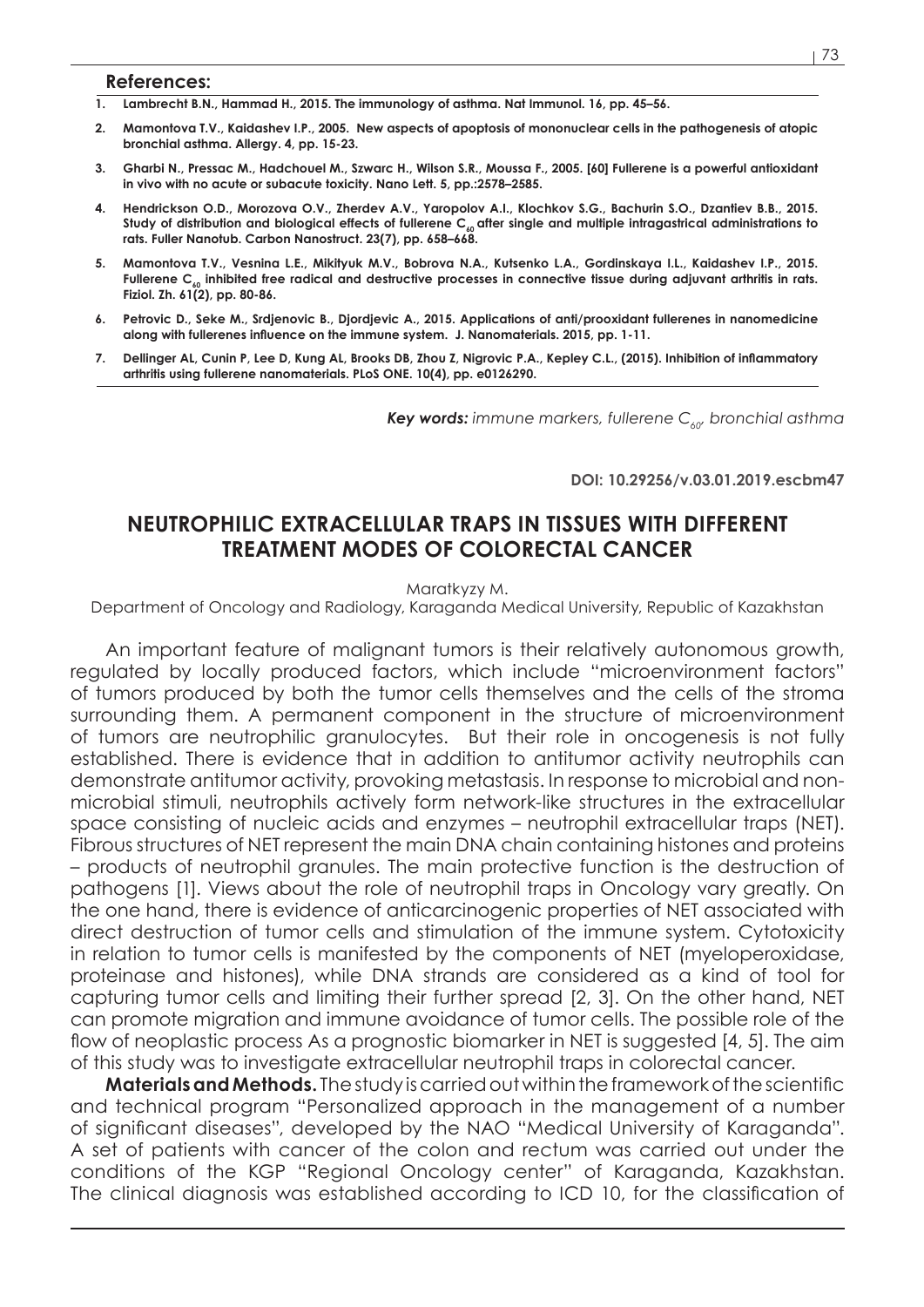## References:

1. Lambrecht B.N., Hammad H., 2015. The immunology of asthma. Nat Immunol. 16, pp. 45–56.
2. Mamontova T.V., Kaidashev I.P., 2005. New aspects of apoptosis of mononuclear cells in the pathogenesis of atopic bronchial asthma. Allergy. 4, pp. 15-23.
3. Gharbi N., Pressac M., Hadchouel M., Szwarc H., Wilson S.R., Moussa F., 2005. [60] Fullerene is a powerful antioxidant in vivo with no acute or subacute toxicity. Nano Lett. 5, pp.:2578–2585.
4. Hendrickson O.D., Morozova O.V., Zherdev A.V., Yaropolov A.I., Klochkov S.G., Bachurin S.O., Dzantiev B.B., 2015. Study of distribution and biological effects of fullerene $C_{60}$ after single and multiple intragastrical administrations to rats. Fuller Nanotub. Carbon Nanostruct. 23(7), pp. 658–668.
5. Mamontova T.V., Vesnina L.E., Mikityuk M.V., Bobrova N.A., Kutsenko L.A., Gordinskaya I.L., Kaidashev I.P., 2015. Fullerene $C_{60}$ inhibited free radical and destructive processes in connective tissue during adjuvant arthritis in rats. Fiziol. Zh. 61(2), pp. 80-86.
6. Petrovic D., Seke M., Srdjenovic B., Djordjevic A., 2015. Applications of anti/prooxidant fullerenes in nanomedicine along with fullerenes influence on the immune system. J. Nanomaterials. 2015, pp. 1-11.
7. Dellinger AL, Cunin P, Lee D, Kung AL, Brooks DB, Zhou Z, Nigrovic P.A., Kepley C.L., (2015). Inhibition of inflammatory arthritis using fullerene nanomaterials. PLoS ONE. 10(4), pp. e0126290.

***Key words:*** *immune markers, fullerene $C_{60}$, bronchial asthma*

**DOI: 10.29256/v.03.01.2019.escbm47**

# NEUTROPHILIC EXTRACELLULAR TRAPS IN TISSUES WITH DIFFERENT TREATMENT MODES OF COLORECTAL CANCER

Maratkyzy M.

Department of Oncology and Radiology, Karaganda Medical University, Republic of Kazakhstan

An important feature of malignant tumors is their relatively autonomous growth, regulated by locally produced factors, which include "microenvironment factors" of tumors produced by both the tumor cells themselves and the cells of the stroma surrounding them. A permanent component in the structure of microenvironment of tumors are neutrophilic granulocytes. But their role in oncogenesis is not fully established. There is evidence that in addition to antitumor activity neutrophils can demonstrate antitumor activity, provoking metastasis. In response to microbial and non-microbial stimuli, neutrophils actively form network-like structures in the extracellular space consisting of nucleic acids and enzymes – neutrophil extracellular traps (NET). Fibrous structures of NET represent the main DNA chain containing histones and proteins – products of neutrophil granules. The main protective function is the destruction of pathogens [1]. Views about the role of neutrophil traps in Oncology vary greatly. On the one hand, there is evidence of anticarcinogenic properties of NET associated with direct destruction of tumor cells and stimulation of the immune system. Cytotoxicity in relation to tumor cells is manifested by the components of NET (myeloperoxidase, proteinase and histones), while DNA strands are considered as a kind of tool for capturing tumor cells and limiting their further spread [2, 3]. On the other hand, NET can promote migration and immune avoidance of tumor cells. The possible role of the flow of neoplastic process As a prognostic biomarker in NET is suggested [4, 5]. The aim of this study was to investigate extracellular neutrophil traps in colorectal cancer.

**Materials and Methods.** The study is carried out within the framework of the scientific and technical program "Personalized approach in the management of a number of significant diseases", developed by the NAO "Medical University of Karaganda". A set of patients with cancer of the colon and rectum was carried out under the conditions of the KGP "Regional Oncology center" of Karaganda, Kazakhstan. The clinical diagnosis was established according to ICD 10, for the classification of